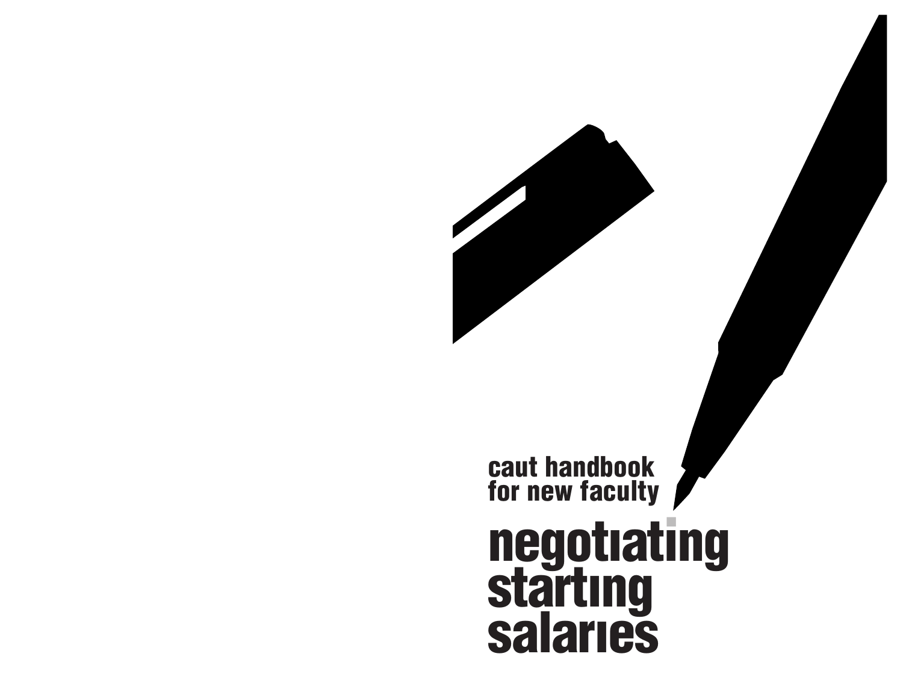caut handbook for new faculty

# negotiating starting salaries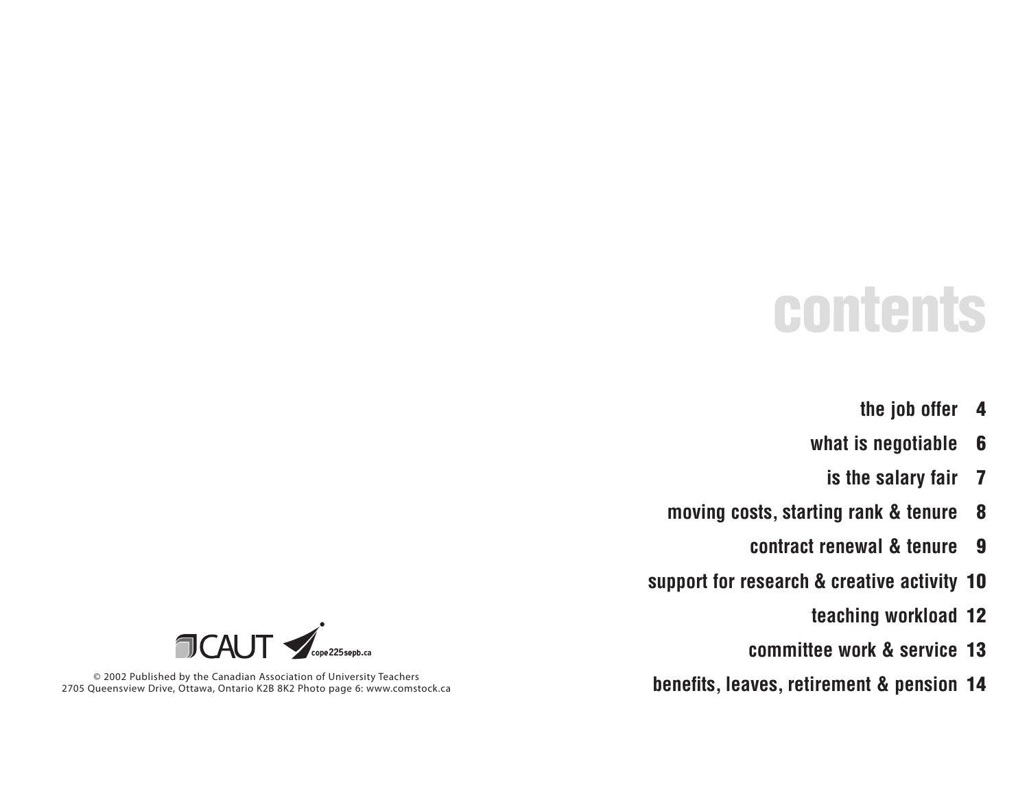# contents

| | |
|---|---|
| the job offer | 4 |
| what is negotiable | 6 |
| is the salary fair | 7 |
| moving costs, starting rank & tenure | 8 |
| contract renewal & tenure | 9 |
| support for research & creative activity | 10 |
| teaching workload | 12 |
| committee work & service | 13 |
| benefits, leaves, retirement & pension | 14 |

CAUT cope225sepb.ca

© 2002 Published by the Canadian Association of University Teachers
2705 Queensview Drive, Ottawa, Ontario K2B 8K2 Photo page 6: www.comstock.ca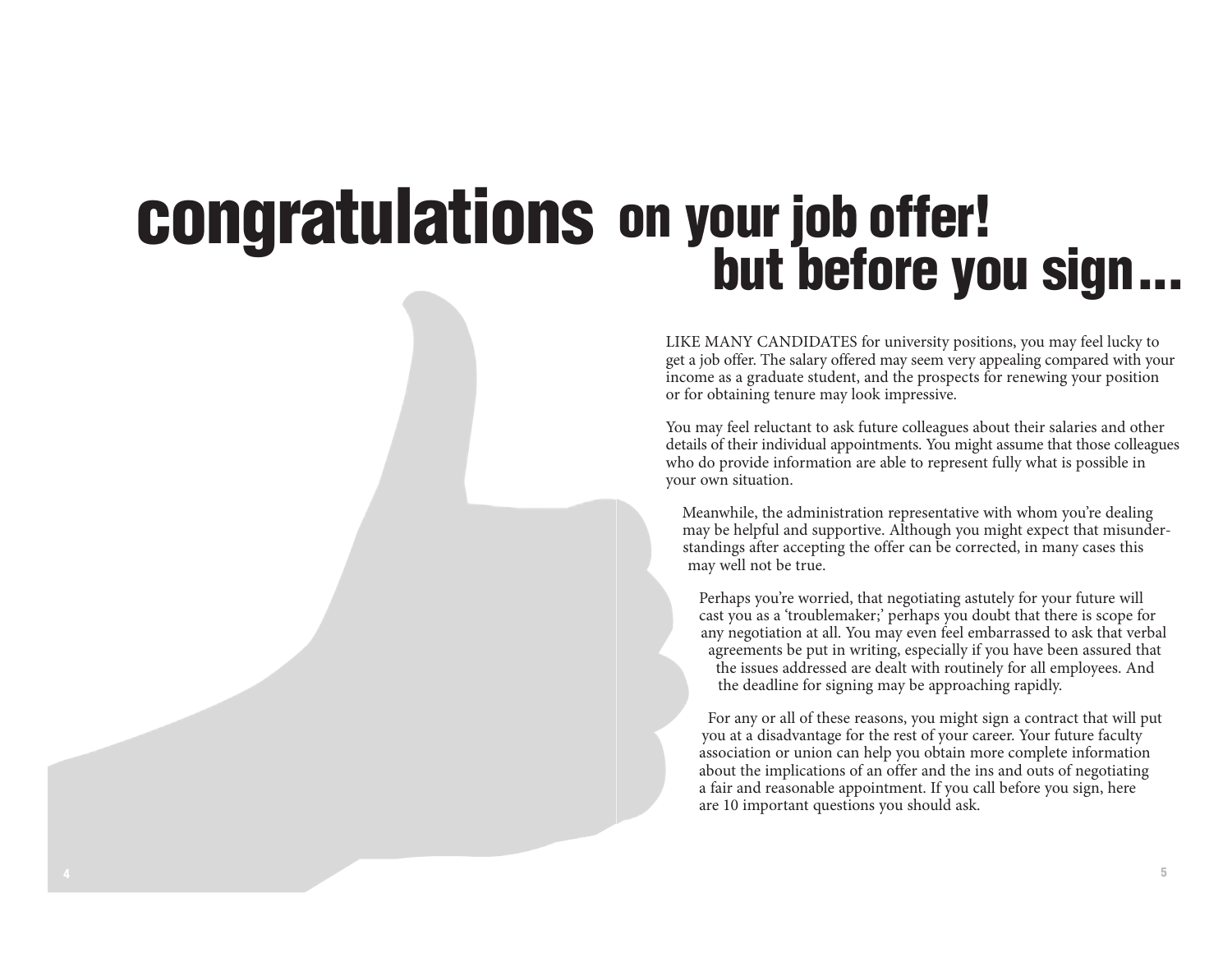# congratulations on your job offer! but before you sign...

LIKE MANY CANDIDATES for university positions, you may feel lucky to get a job offer. The salary offered may seem very appealing compared with your income as a graduate student, and the prospects for renewing your position or for obtaining tenure may look impressive.

You may feel reluctant to ask future colleagues about their salaries and other details of their individual appointments. You might assume that those colleagues who do provide information are able to represent fully what is possible in your own situation.

Meanwhile, the administration representative with whom you're dealing may be helpful and supportive. Although you might expect that misunderstandings after accepting the offer can be corrected, in many cases this may well not be true.

Perhaps you're worried, that negotiating astutely for your future will cast you as a 'troublemaker;' perhaps you doubt that there is scope for any negotiation at all. You may even feel embarrassed to ask that verbal agreements be put in writing, especially if you have been assured that the issues addressed are dealt with routinely for all employees. And the deadline for signing may be approaching rapidly.

For any or all of these reasons, you might sign a contract that will put you at a disadvantage for the rest of your career. Your future faculty association or union can help you obtain more complete information about the implications of an offer and the ins and outs of negotiating a fair and reasonable appointment. If you call before you sign, here are 10 important questions you should ask.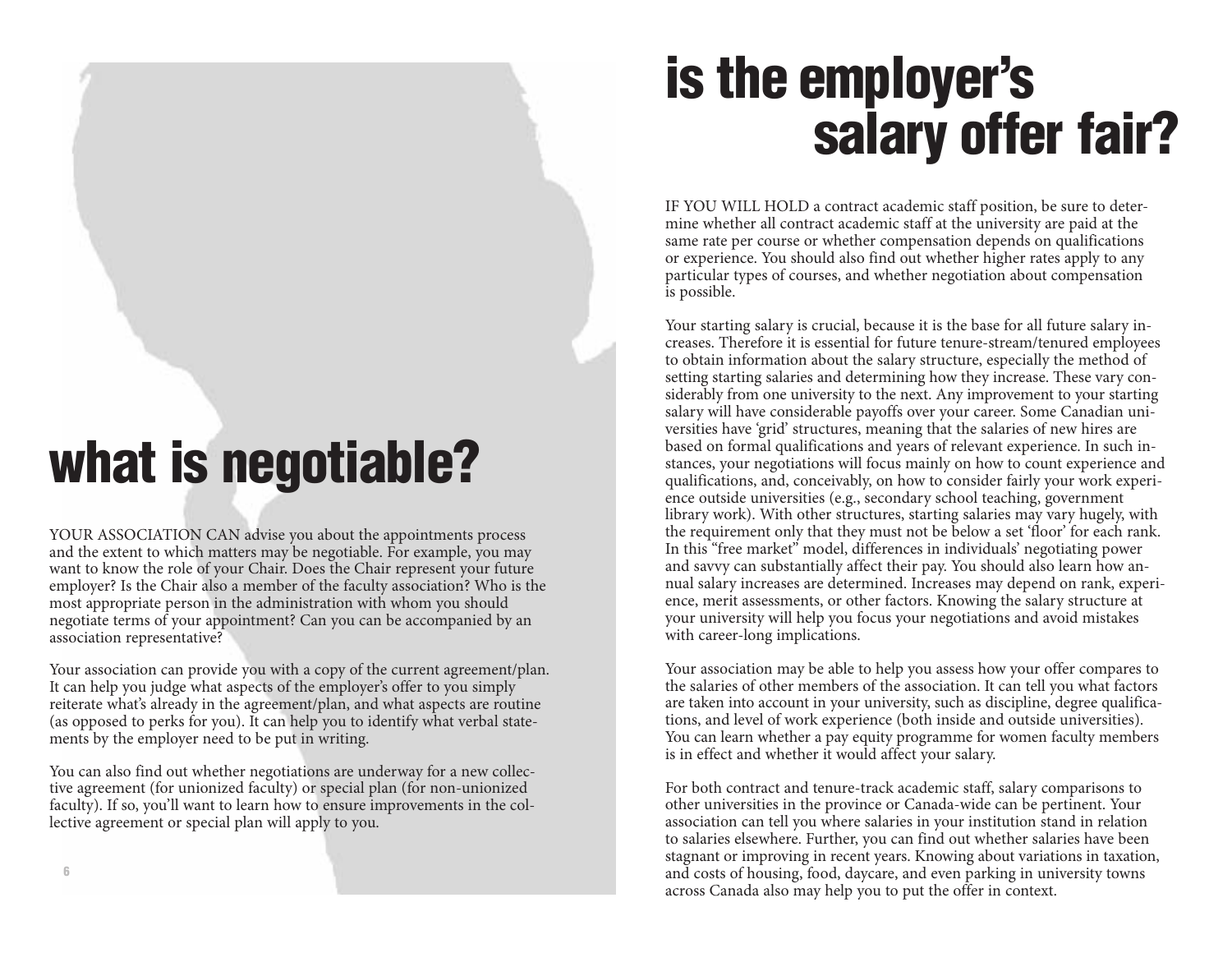## what is negotiable?

YOUR ASSOCIATION CAN advise you about the appointments process and the extent to which matters may be negotiable. For example, you may want to know the role of your Chair. Does the Chair represent your future employer? Is the Chair also a member of the faculty association? Who is the most appropriate person in the administration with whom you should negotiate terms of your appointment? Can you can be accompanied by an association representative?

Your association can provide you with a copy of the current agreement/plan. It can help you judge what aspects of the employer's offer to you simply reiterate what's already in the agreement/plan, and what aspects are routine (as opposed to perks for you). It can help you to identify what verbal statements by the employer need to be put in writing.

You can also find out whether negotiations are underway for a new collective agreement (for unionized faculty) or special plan (for non-unionized faculty). If so, you'll want to learn how to ensure improvements in the collective agreement or special plan will apply to you.

## is the employer's salary offer fair?

IF YOU WILL HOLD a contract academic staff position, be sure to determine whether all contract academic staff at the university are paid at the same rate per course or whether compensation depends on qualifications or experience. You should also find out whether higher rates apply to any particular types of courses, and whether negotiation about compensation is possible.

Your starting salary is crucial, because it is the base for all future salary increases. Therefore it is essential for future tenure-stream/tenured employees to obtain information about the salary structure, especially the method of setting starting salaries and determining how they increase. These vary considerably from one university to the next. Any improvement to your starting salary will have considerable payoffs over your career. Some Canadian universities have 'grid' structures, meaning that the salaries of new hires are based on formal qualifications and years of relevant experience. In such instances, your negotiations will focus mainly on how to count experience and qualifications, and, conceivably, on how to consider fairly your work experience outside universities (e.g., secondary school teaching, government library work). With other structures, starting salaries may vary hugely, with the requirement only that they must not be below a set 'floor' for each rank. In this "free market" model, differences in individuals' negotiating power and savvy can substantially affect their pay. You should also learn how annual salary increases are determined. Increases may depend on rank, experience, merit assessments, or other factors. Knowing the salary structure at your university will help you focus your negotiations and avoid mistakes with career-long implications.

Your association may be able to help you assess how your offer compares to the salaries of other members of the association. It can tell you what factors are taken into account in your university, such as discipline, degree qualifications, and level of work experience (both inside and outside universities). You can learn whether a pay equity programme for women faculty members is in effect and whether it would affect your salary.

For both contract and tenure-track academic staff, salary comparisons to other universities in the province or Canada-wide can be pertinent. Your association can tell you where salaries in your institution stand in relation to salaries elsewhere. Further, you can find out whether salaries have been stagnant or improving in recent years. Knowing about variations in taxation, and costs of housing, food, daycare, and even parking in university towns across Canada also may help you to put the offer in context.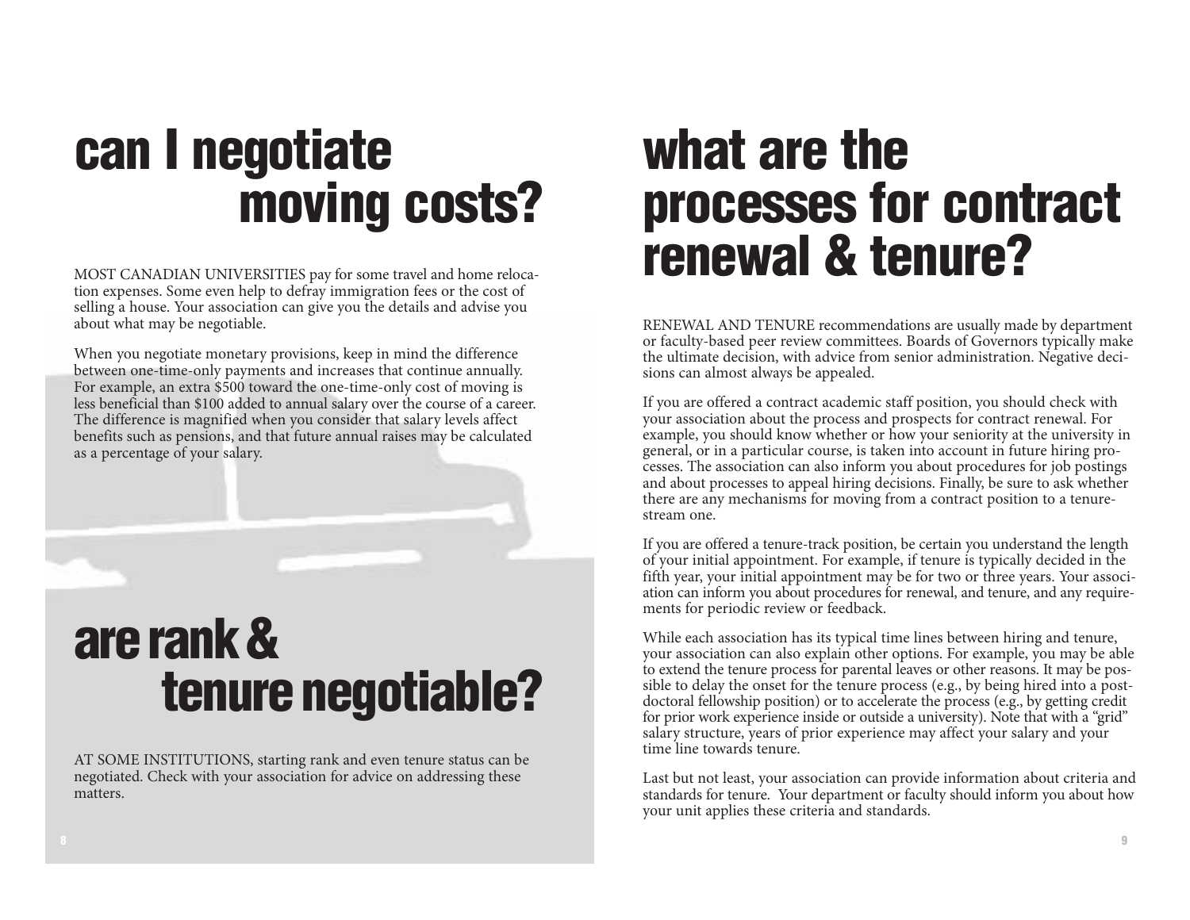# can I negotiate moving costs?

MOST CANADIAN UNIVERSITIES pay for some travel and home relocation expenses. Some even help to defray immigration fees or the cost of selling a house. Your association can give you the details and advise you about what may be negotiable.

When you negotiate monetary provisions, keep in mind the difference between one-time-only payments and increases that continue annually. For example, an extra $500 toward the one-time-only cost of moving is less beneficial than $100 added to annual salary over the course of a career. The difference is magnified when you consider that salary levels affect benefits such as pensions, and that future annual raises may be calculated as a percentage of your salary.

# are rank & tenure negotiable?

AT SOME INSTITUTIONS, starting rank and even tenure status can be negotiated. Check with your association for advice on addressing these matters.

# what are the processes for contract renewal & tenure?

RENEWAL AND TENURE recommendations are usually made by department or faculty-based peer review committees. Boards of Governors typically make the ultimate decision, with advice from senior administration. Negative decisions can almost always be appealed.

If you are offered a contract academic staff position, you should check with your association about the process and prospects for contract renewal. For example, you should know whether or how your seniority at the university in general, or in a particular course, is taken into account in future hiring processes. The association can also inform you about procedures for job postings and about processes to appeal hiring decisions. Finally, be sure to ask whether there are any mechanisms for moving from a contract position to a tenure-stream one.

If you are offered a tenure-track position, be certain you understand the length of your initial appointment. For example, if tenure is typically decided in the fifth year, your initial appointment may be for two or three years. Your association can inform you about procedures for renewal, and tenure, and any requirements for periodic review or feedback.

While each association has its typical time lines between hiring and tenure, your association can also explain other options. For example, you may be able to extend the tenure process for parental leaves or other reasons. It may be possible to delay the onset for the tenure process (e.g., by being hired into a post-doctoral fellowship position) or to accelerate the process (e.g., by getting credit for prior work experience inside or outside a university). Note that with a "grid" salary structure, years of prior experience may affect your salary and your time line towards tenure.

Last but not least, your association can provide information about criteria and standards for tenure. Your department or faculty should inform you about how your unit applies these criteria and standards.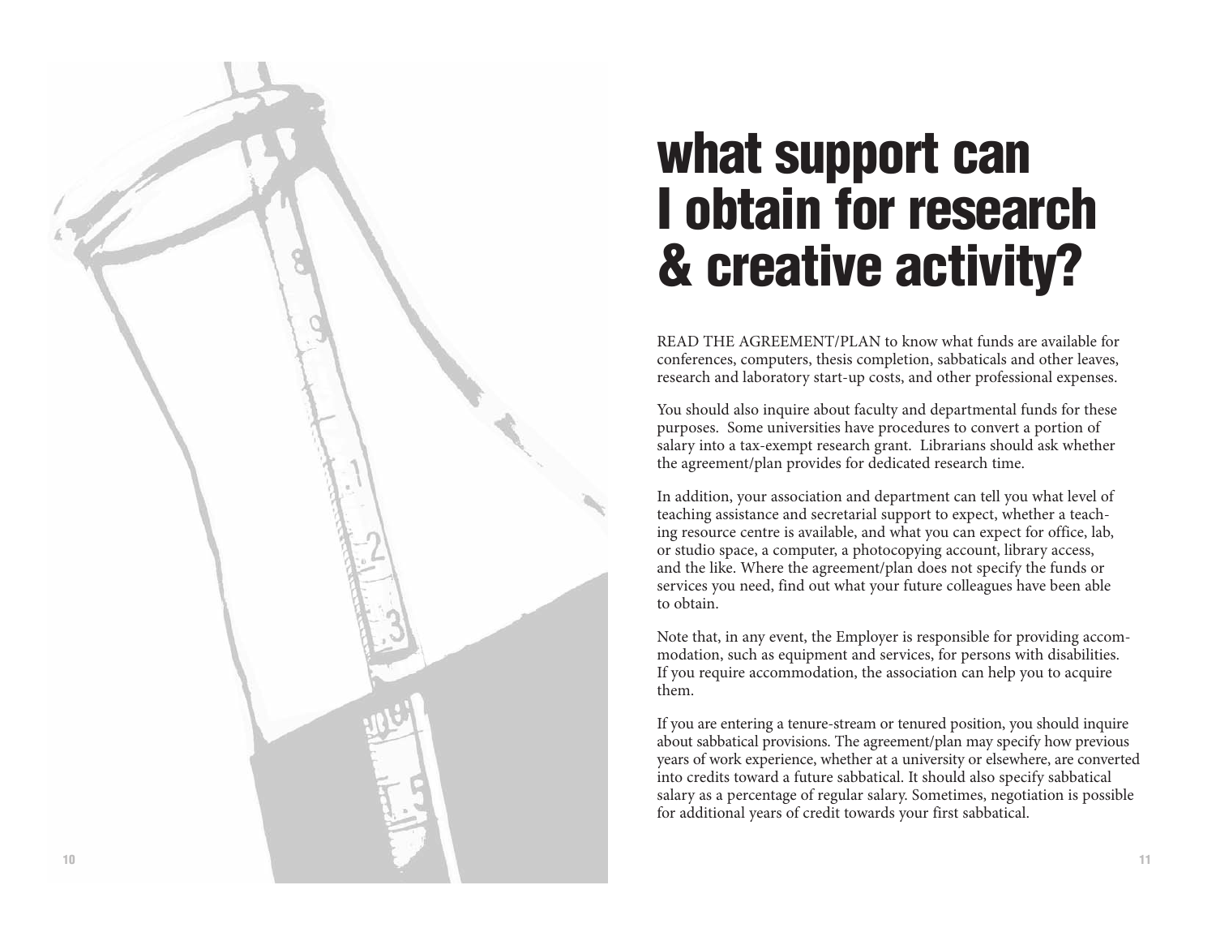# what support can I obtain for research & creative activity?

READ THE AGREEMENT/PLAN to know what funds are available for conferences, computers, thesis completion, sabbaticals and other leaves, research and laboratory start-up costs, and other professional expenses.

You should also inquire about faculty and departmental funds for these purposes. Some universities have procedures to convert a portion of salary into a tax-exempt research grant. Librarians should ask whether the agreement/plan provides for dedicated research time.

In addition, your association and department can tell you what level of teaching assistance and secretarial support to expect, whether a teaching resource centre is available, and what you can expect for office, lab, or studio space, a computer, a photocopying account, library access, and the like. Where the agreement/plan does not specify the funds or services you need, find out what your future colleagues have been able to obtain.

Note that, in any event, the Employer is responsible for providing accommodation, such as equipment and services, for persons with disabilities. If you require accommodation, the association can help you to acquire them.

If you are entering a tenure-stream or tenured position, you should inquire about sabbatical provisions. The agreement/plan may specify how previous years of work experience, whether at a university or elsewhere, are converted into credits toward a future sabbatical. It should also specify sabbatical salary as a percentage of regular salary. Sometimes, negotiation is possible for additional years of credit towards your first sabbatical.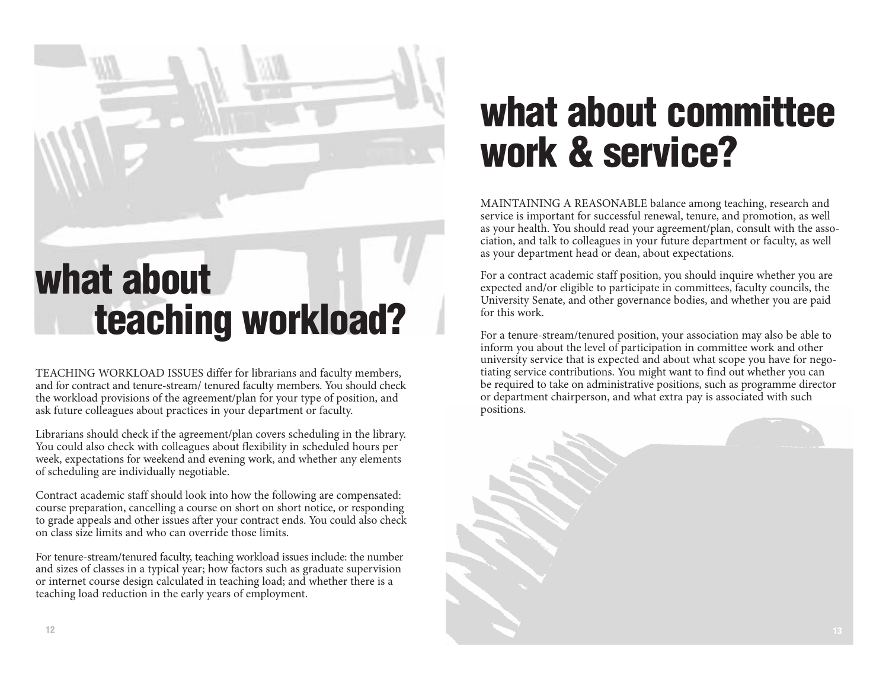# what about teaching workload?

TEACHING WORKLOAD ISSUES differ for librarians and faculty members, and for contract and tenure-stream/ tenured faculty members. You should check the workload provisions of the agreement/plan for your type of position, and ask future colleagues about practices in your department or faculty.

Librarians should check if the agreement/plan covers scheduling in the library. You could also check with colleagues about flexibility in scheduled hours per week, expectations for weekend and evening work, and whether any elements of scheduling are individually negotiable.

Contract academic staff should look into how the following are compensated: course preparation, cancelling a course on short on short notice, or responding to grade appeals and other issues after your contract ends. You could also check on class size limits and who can override those limits.

For tenure-stream/tenured faculty, teaching workload issues include: the number and sizes of classes in a typical year; how factors such as graduate supervision or internet course design calculated in teaching load; and whether there is a teaching load reduction in the early years of employment.

# what about committee work & service?

MAINTAINING A REASONABLE balance among teaching, research and service is important for successful renewal, tenure, and promotion, as well as your health. You should read your agreement/plan, consult with the association, and talk to colleagues in your future department or faculty, as well as your department head or dean, about expectations.

For a contract academic staff position, you should inquire whether you are expected and/or eligible to participate in committees, faculty councils, the University Senate, and other governance bodies, and whether you are paid for this work.

For a tenure-stream/tenured position, your association may also be able to inform you about the level of participation in committee work and other university service that is expected and about what scope you have for negotiating service contributions. You might want to find out whether you can be required to take on administrative positions, such as programme director or department chairperson, and what extra pay is associated with such positions.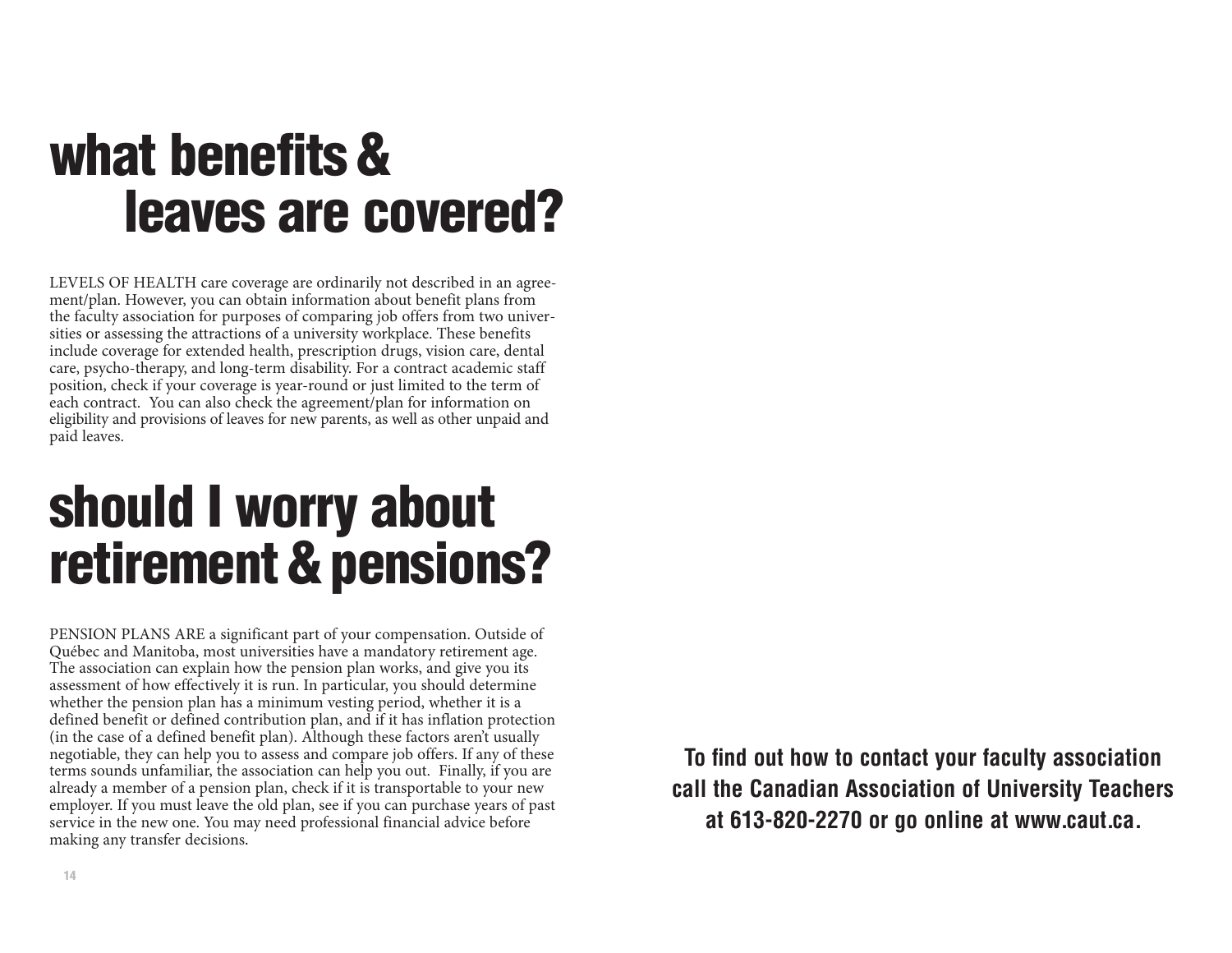# what benefits & leaves are covered?

LEVELS OF HEALTH care coverage are ordinarily not described in an agreement/plan. However, you can obtain information about benefit plans from the faculty association for purposes of comparing job offers from two universities or assessing the attractions of a university workplace. These benefits include coverage for extended health, prescription drugs, vision care, dental care, psycho-therapy, and long-term disability. For a contract academic staff position, check if your coverage is year-round or just limited to the term of each contract. You can also check the agreement/plan for information on eligibility and provisions of leaves for new parents, as well as other unpaid and paid leaves.

# should I worry about retirement & pensions?

PENSION PLANS ARE a significant part of your compensation. Outside of Québec and Manitoba, most universities have a mandatory retirement age. The association can explain how the pension plan works, and give you its assessment of how effectively it is run. In particular, you should determine whether the pension plan has a minimum vesting period, whether it is a defined benefit or defined contribution plan, and if it has inflation protection (in the case of a defined benefit plan). Although these factors aren't usually negotiable, they can help you to assess and compare job offers. If any of these terms sounds unfamiliar, the association can help you out. Finally, if you are already a member of a pension plan, check if it is transportable to your new employer. If you must leave the old plan, see if you can purchase years of past service in the new one. You may need professional financial advice before making any transfer decisions.

**To find out how to contact your faculty association call the Canadian Association of University Teachers at 613-820-2270 or go online at www.caut.ca.**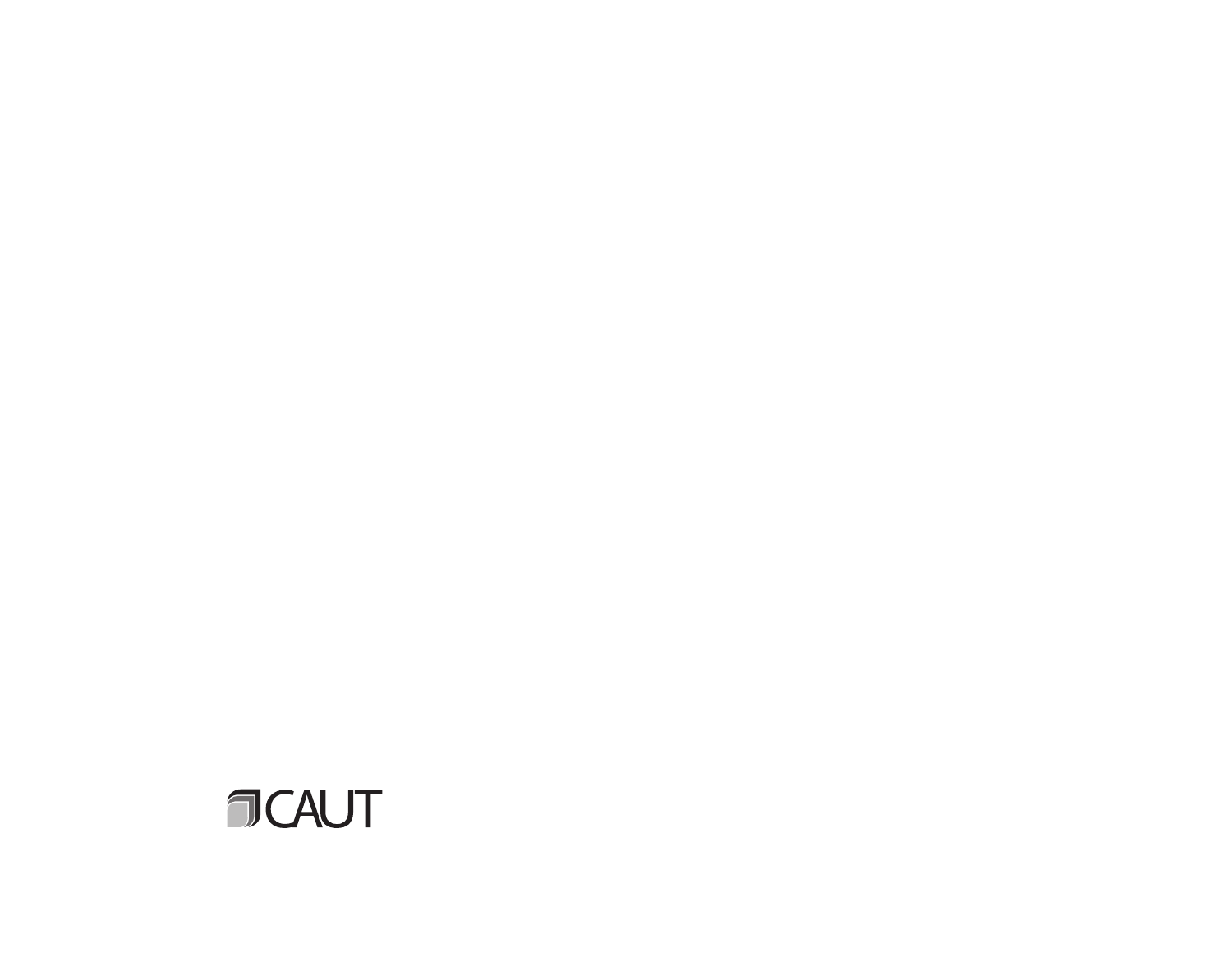CAUT